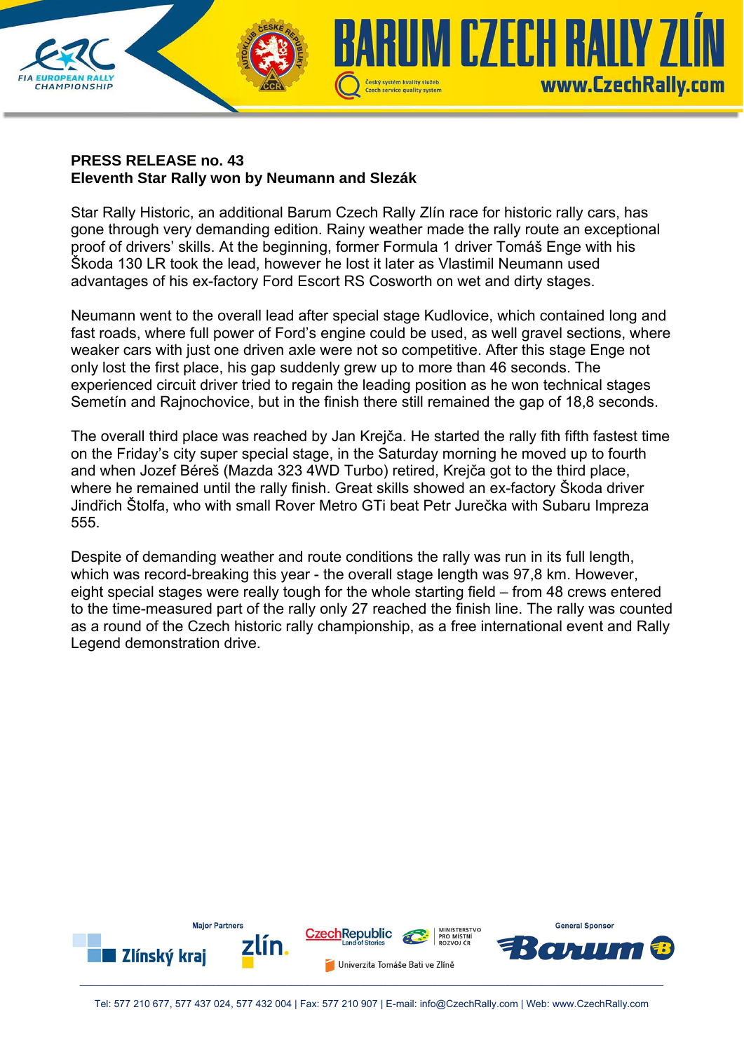**PRESS RELEASE no. 43**
**Eleventh Star Rally won by Neumann and Slezák**

Star Rally Historic, an additional Barum Czech Rally Zlín race for historic rally cars, has gone through very demanding edition. Rainy weather made the rally route an exceptional proof of drivers' skills. At the beginning, former Formula 1 driver Tomáš Enge with his Škoda 130 LR took the lead, however he lost it later as Vlastimil Neumann used advantages of his ex-factory Ford Escort RS Cosworth on wet and dirty stages.

Neumann went to the overall lead after special stage Kudlovice, which contained long and fast roads, where full power of Ford's engine could be used, as well gravel sections, where weaker cars with just one driven axle were not so competitive. After this stage Enge not only lost the first place, his gap suddenly grew up to more than 46 seconds. The experienced circuit driver tried to regain the leading position as he won technical stages Semetín and Rajnochovice, but in the finish there still remained the gap of 18,8 seconds.

The overall third place was reached by Jan Krejča. He started the rally fith fifth fastest time on the Friday's city super special stage, in the Saturday morning he moved up to fourth and when Jozef Béreš (Mazda 323 4WD Turbo) retired, Krejča got to the third place, where he remained until the rally finish. Great skills showed an ex-factory Škoda driver Jindřich Štolfa, who with small Rover Metro GTi beat Petr Jurečka with Subaru Impreza 555.

Despite of demanding weather and route conditions the rally was run in its full length, which was record-breaking this year - the overall stage length was 97,8 km. However, eight special stages were really tough for the whole starting field – from 48 crews entered to the time-measured part of the rally only 27 reached the finish line. The rally was counted as a round of the Czech historic rally championship, as a free international event and Rally Legend demonstration drive.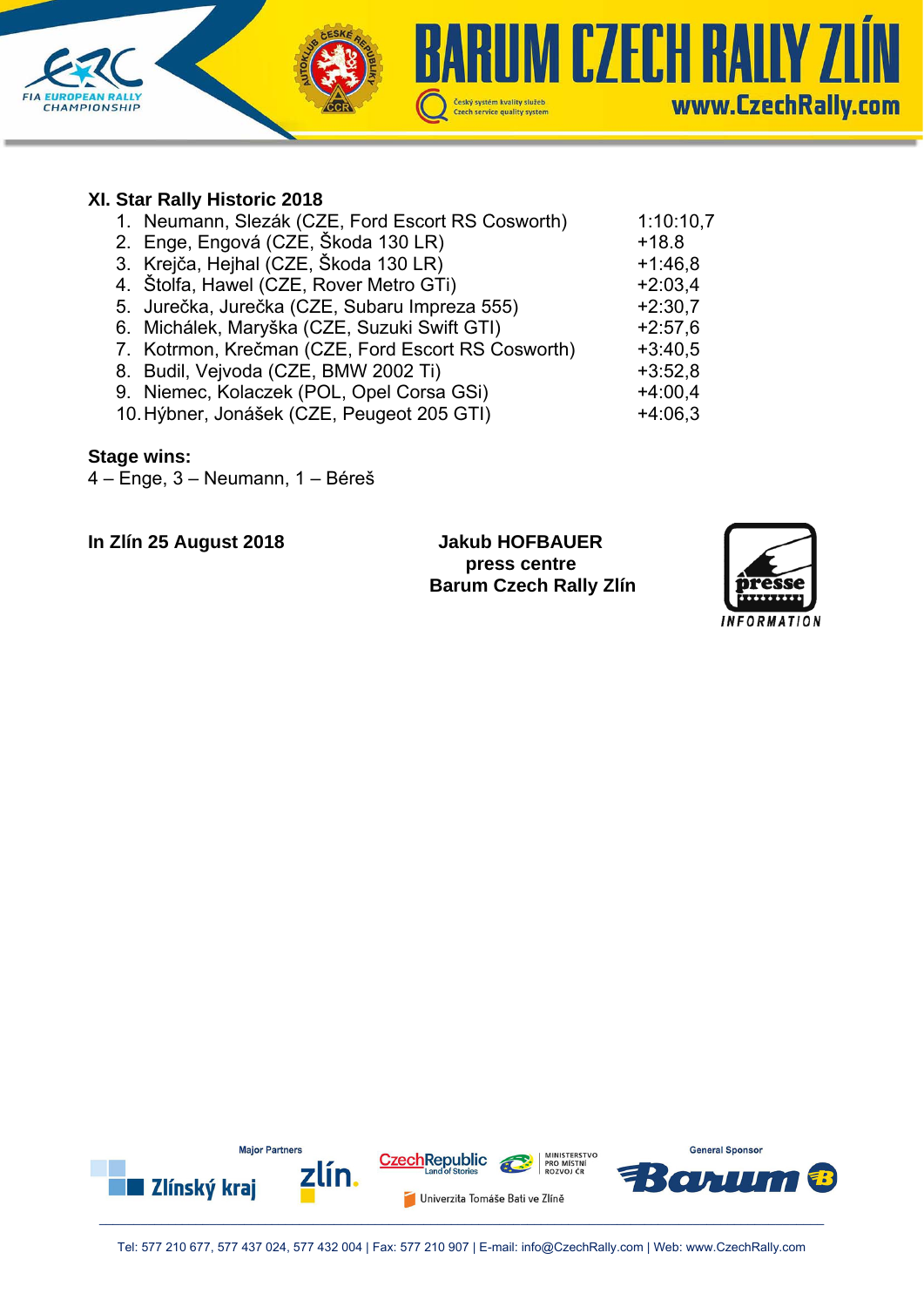**XI. Star Rally Historic 2018**

| | | |
|---|---|---|
| 1. | Neumann, Slezák (CZE, Ford Escort RS Cosworth) | 1:10:10,7 |
| 2. | Enge, Engová (CZE, Škoda 130 LR) | +18.8 |
| 3. | Krejča, Hejhal (CZE, Škoda 130 LR) | +1:46,8 |
| 4. | Štolfa, Hawel (CZE, Rover Metro GTi) | +2:03,4 |
| 5. | Jurečka, Jurečka (CZE, Subaru Impreza 555) | +2:30,7 |
| 6. | Michálek, Maryška (CZE, Suzuki Swift GTI) | +2:57,6 |
| 7. | Kotrmon, Krečman (CZE, Ford Escort RS Cosworth) | +3:40,5 |
| 8. | Budil, Vejvoda (CZE, BMW 2002 Ti) | +3:52,8 |
| 9. | Niemec, Kolaczek (POL, Opel Corsa GSi) | +4:00,4 |
| 10. | Hýbner, Jonášek (CZE, Peugeot 205 GTI) | +4:06,3 |

**Stage wins:**
4 – Enge, 3 – Neumann, 1 – Béreš

**In Zlín 25 August 2018**

**Jakub HOFBAUER**
**press centre**
**Barum Czech Rally Zlín**